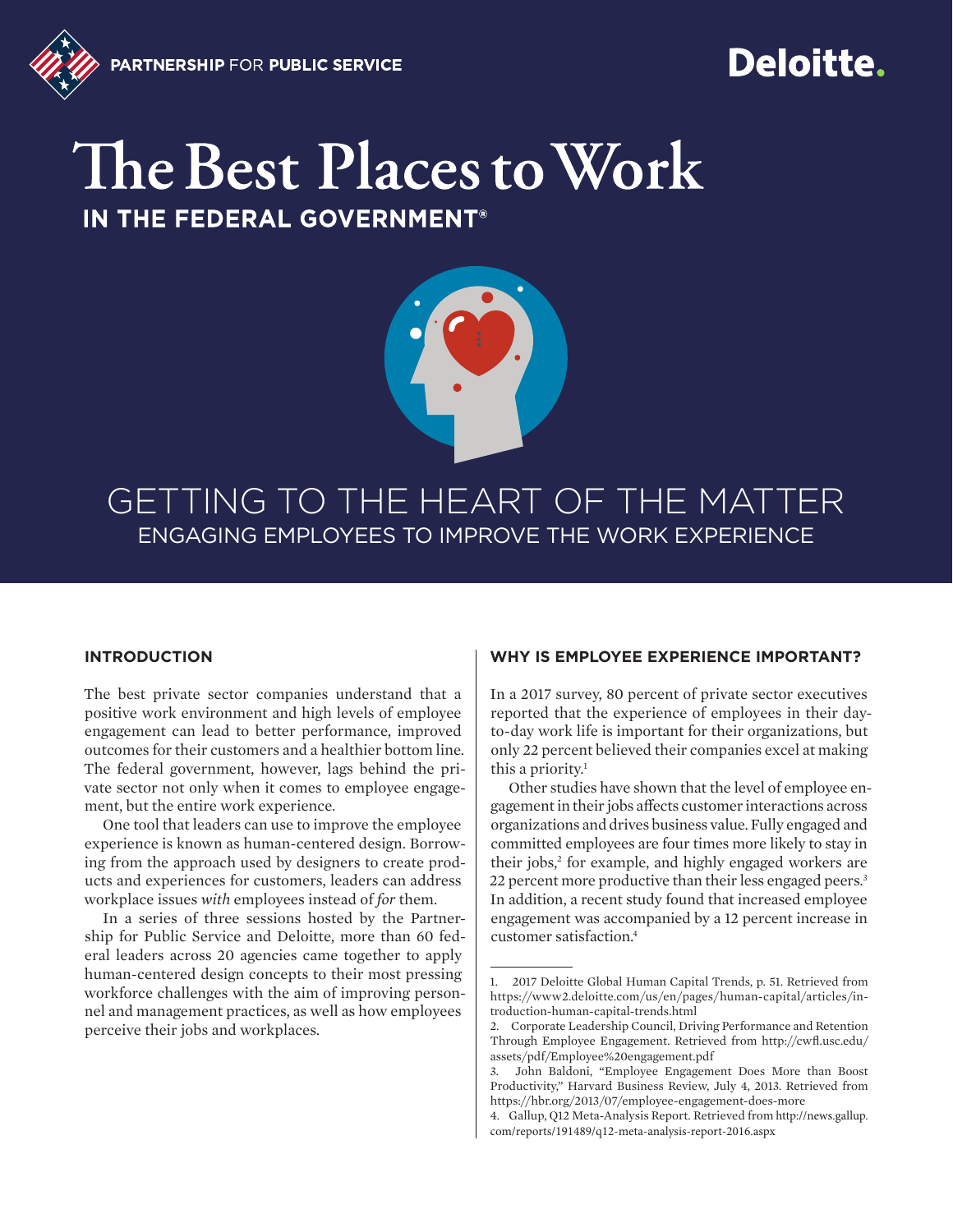PARTNERSHIP FOR PUBLIC SERVICE

Deloitte.

# The Best Places to Work

## IN THE FEDERAL GOVERNMENT®

# GETTING TO THE HEART OF THE MATTER

## ENGAGING EMPLOYEES TO IMPROVE THE WORK EXPERIENCE

### INTRODUCTION

The best private sector companies understand that a positive work environment and high levels of employee engagement can lead to better performance, improved outcomes for their customers and a healthier bottom line. The federal government, however, lags behind the private sector not only when it comes to employee engagement, but the entire work experience.

One tool that leaders can use to improve the employee experience is known as human-centered design. Borrowing from the approach used by designers to create products and experiences for customers, leaders can address workplace issues *with* employees instead of *for* them.

In a series of three sessions hosted by the Partnership for Public Service and Deloitte, more than 60 federal leaders across 20 agencies came together to apply human-centered design concepts to their most pressing workforce challenges with the aim of improving personnel and management practices, as well as how employees perceive their jobs and workplaces.

### WHY IS EMPLOYEE EXPERIENCE IMPORTANT?

In a 2017 survey, 80 percent of private sector executives reported that the experience of employees in their day-to-day work life is important for their organizations, but only 22 percent believed their companies excel at making this a priority.[1]

Other studies have shown that the level of employee engagement in their jobs affects customer interactions across organizations and drives business value. Fully engaged and committed employees are four times more likely to stay in their jobs,[2] for example, and highly engaged workers are 22 percent more productive than their less engaged peers.[3] In addition, a recent study found that increased employee engagement was accompanied by a 12 percent increase in customer satisfaction.[4]

---

1. 2017 Deloitte Global Human Capital Trends, p. 51. Retrieved from https://www2.deloitte.com/us/en/pages/human-capital/articles/introduction-human-capital-trends.html
2. Corporate Leadership Council, Driving Performance and Retention Through Employee Engagement. Retrieved from http://cwfl.usc.edu/assets/pdf/Employee%20engagement.pdf
3. John Baldoni, "Employee Engagement Does More than Boost Productivity," Harvard Business Review, July 4, 2013. Retrieved from https://hbr.org/2013/07/employee-engagement-does-more
4. Gallup, Q12 Meta-Analysis Report. Retrieved from http://news.gallup.com/reports/191489/q12-meta-analysis-report-2016.aspx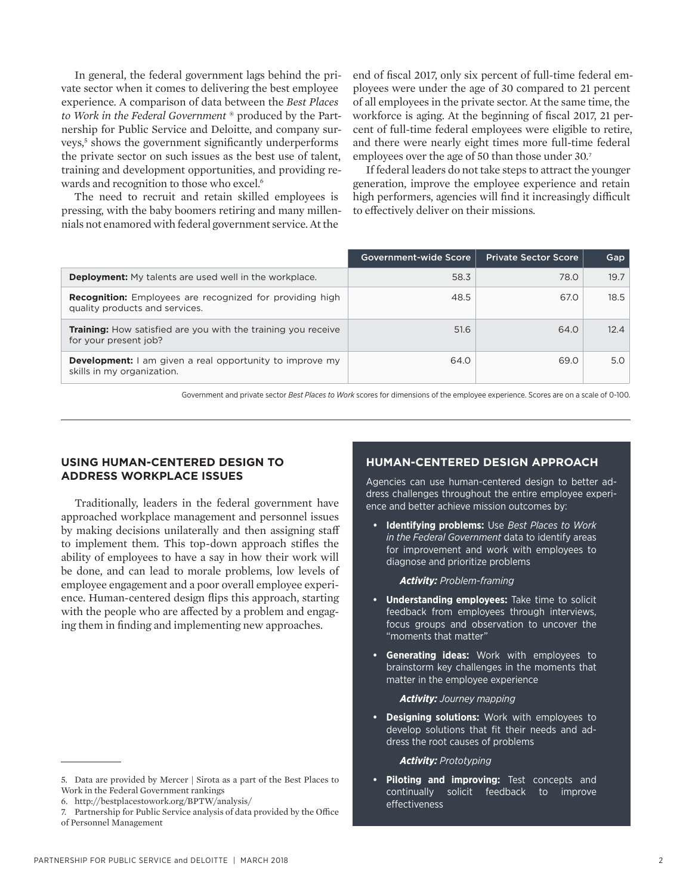In general, the federal government lags behind the private sector when it comes to delivering the best employee experience. A comparison of data between the *Best Places to Work in the Federal Government* ® produced by the Partnership for Public Service and Deloitte, and company surveys,[5] shows the government significantly underperforms the private sector on such issues as the best use of talent, training and development opportunities, and providing rewards and recognition to those who excel.[6]

The need to recruit and retain skilled employees is pressing, with the baby boomers retiring and many millennials not enamored with federal government service. At the end of fiscal 2017, only six percent of full-time federal employees were under the age of 30 compared to 21 percent of all employees in the private sector. At the same time, the workforce is aging. At the beginning of fiscal 2017, 21 percent of full-time federal employees were eligible to retire, and there were nearly eight times more full-time federal employees over the age of 50 than those under 30.[7]

If federal leaders do not take steps to attract the younger generation, improve the employee experience and retain high performers, agencies will find it increasingly difficult to effectively deliver on their missions.

| | Government-wide Score | Private Sector Score | Gap |
|---|---|---|---|
| **Deployment:** My talents are used well in the workplace. | 58.3 | 78.0 | 19.7 |
| **Recognition:** Employees are recognized for providing high quality products and services. | 48.5 | 67.0 | 18.5 |
| **Training:** How satisfied are you with the training you receive for your present job? | 51.6 | 64.0 | 12.4 |
| **Development:** I am given a real opportunity to improve my skills in my organization. | 64.0 | 69.0 | 5.0 |

Government and private sector *Best Places to Work* scores for dimensions of the employee experience. Scores are on a scale of 0-100.

## USING HUMAN-CENTERED DESIGN TO ADDRESS WORKPLACE ISSUES

Traditionally, leaders in the federal government have approached workplace management and personnel issues by making decisions unilaterally and then assigning staff to implement them. This top-down approach stifles the ability of employees to have a say in how their work will be done, and can lead to morale problems, low levels of employee engagement and a poor overall employee experience. Human-centered design flips this approach, starting with the people who are affected by a problem and engaging them in finding and implementing new approaches.

### HUMAN-CENTERED DESIGN APPROACH

Agencies can use human-centered design to better address challenges throughout the entire employee experience and better achieve mission outcomes by:

- **Identifying problems:** Use *Best Places to Work in the Federal Government* data to identify areas for improvement and work with employees to diagnose and prioritize problems

  ***Activity:*** *Problem-framing*

- **Understanding employees:** Take time to solicit feedback from employees through interviews, focus groups and observation to uncover the "moments that matter"
- **Generating ideas:** Work with employees to brainstorm key challenges in the moments that matter in the employee experience

  ***Activity:*** *Journey mapping*

- **Designing solutions:** Work with employees to develop solutions that fit their needs and address the root causes of problems

  ***Activity:*** *Prototyping*

- **Piloting and improving:** Test concepts and continually solicit feedback to improve effectiveness

---

5. Data are provided by Mercer | Sirota as a part of the Best Places to Work in the Federal Government rankings
6. http://bestplacestowork.org/BPTW/analysis/
7. Partnership for Public Service analysis of data provided by the Office of Personnel Management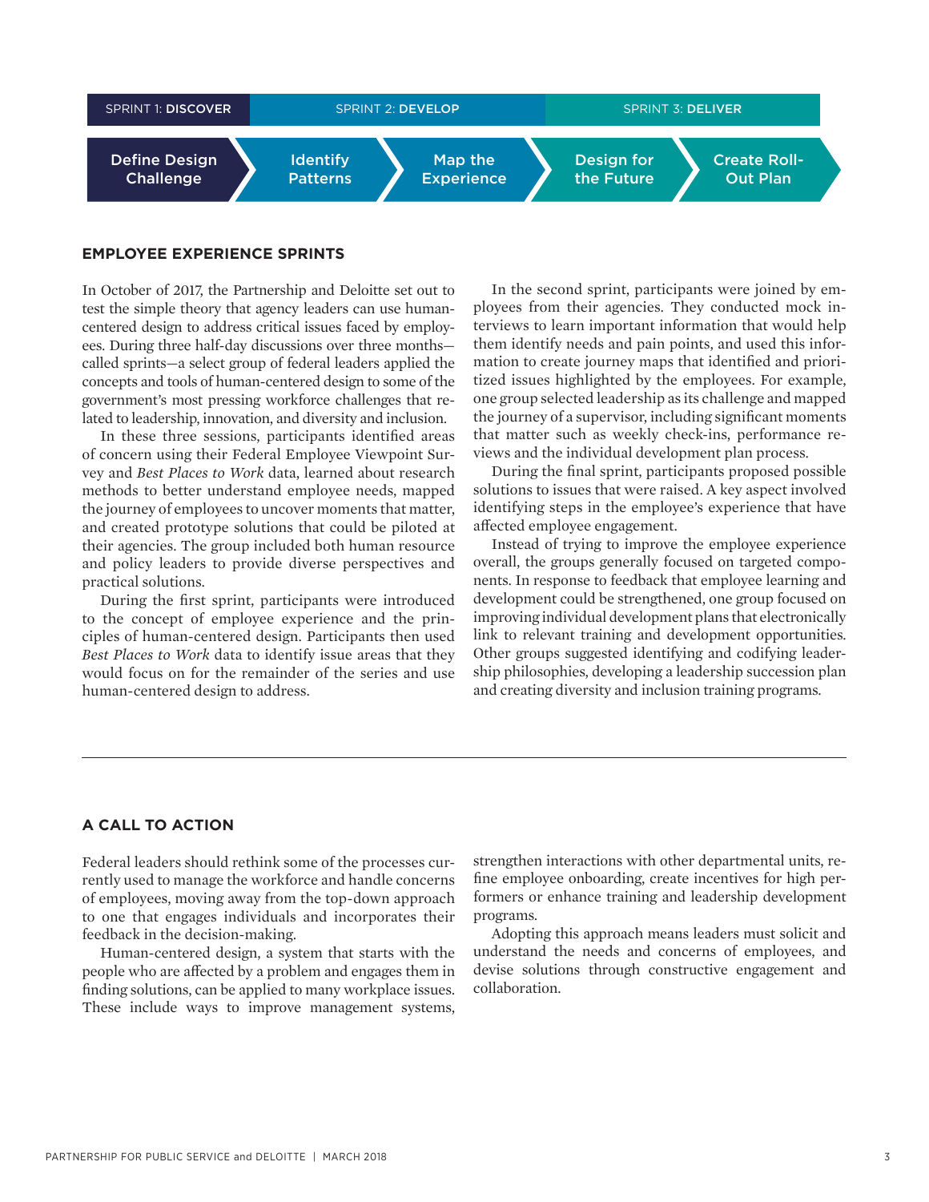| SPRINT 1: **DISCOVER** | SPRINT 2: **DEVELOP** | | SPRINT 3: **DELIVER** | |
|---|---|---|---|---|
| Define Design Challenge | Identify Patterns | Map the Experience | Design for the Future | Create Roll-Out Plan |

## EMPLOYEE EXPERIENCE SPRINTS

In October of 2017, the Partnership and Deloitte set out to test the simple theory that agency leaders can use human-centered design to address critical issues faced by employees. During three half-day discussions over three months—called sprints—a select group of federal leaders applied the concepts and tools of human-centered design to some of the government's most pressing workforce challenges that related to leadership, innovation, and diversity and inclusion.

In these three sessions, participants identified areas of concern using their Federal Employee Viewpoint Survey and *Best Places to Work* data, learned about research methods to better understand employee needs, mapped the journey of employees to uncover moments that matter, and created prototype solutions that could be piloted at their agencies. The group included both human resource and policy leaders to provide diverse perspectives and practical solutions.

During the first sprint, participants were introduced to the concept of employee experience and the principles of human-centered design. Participants then used *Best Places to Work* data to identify issue areas that they would focus on for the remainder of the series and use human-centered design to address.

In the second sprint, participants were joined by employees from their agencies. They conducted mock interviews to learn important information that would help them identify needs and pain points, and used this information to create journey maps that identified and prioritized issues highlighted by the employees. For example, one group selected leadership as its challenge and mapped the journey of a supervisor, including significant moments that matter such as weekly check-ins, performance reviews and the individual development plan process.

During the final sprint, participants proposed possible solutions to issues that were raised. A key aspect involved identifying steps in the employee's experience that have affected employee engagement.

Instead of trying to improve the employee experience overall, the groups generally focused on targeted components. In response to feedback that employee learning and development could be strengthened, one group focused on improving individual development plans that electronically link to relevant training and development opportunities. Other groups suggested identifying and codifying leadership philosophies, developing a leadership succession plan and creating diversity and inclusion training programs.

## A CALL TO ACTION

Federal leaders should rethink some of the processes currently used to manage the workforce and handle concerns of employees, moving away from the top-down approach to one that engages individuals and incorporates their feedback in the decision-making.

Human-centered design, a system that starts with the people who are affected by a problem and engages them in finding solutions, can be applied to many workplace issues. These include ways to improve management systems, strengthen interactions with other departmental units, refine employee onboarding, create incentives for high performers or enhance training and leadership development programs.

Adopting this approach means leaders must solicit and understand the needs and concerns of employees, and devise solutions through constructive engagement and collaboration.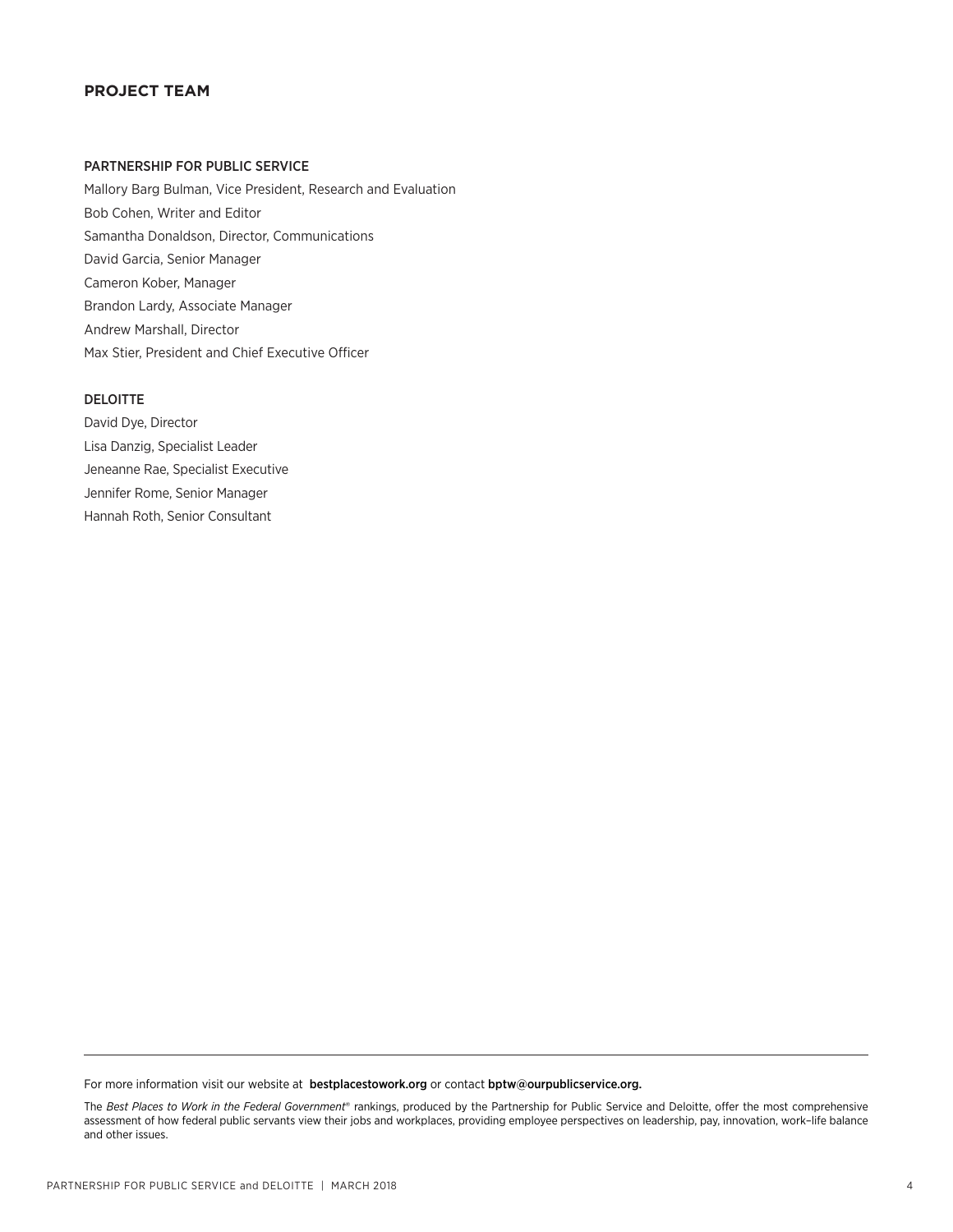## PROJECT TEAM

### PARTNERSHIP FOR PUBLIC SERVICE

Mallory Barg Bulman, Vice President, Research and Evaluation
Bob Cohen, Writer and Editor
Samantha Donaldson, Director, Communications
David Garcia, Senior Manager
Cameron Kober, Manager
Brandon Lardy, Associate Manager
Andrew Marshall, Director
Max Stier, President and Chief Executive Officer

### DELOITTE

David Dye, Director
Lisa Danzig, Specialist Leader
Jeneanne Rae, Specialist Executive
Jennifer Rome, Senior Manager
Hannah Roth, Senior Consultant

---

For more information visit our website at **bestplacestowork.org** or contact **bptw@ourpublicservice.org.**

The *Best Places to Work in the Federal Government®* rankings, produced by the Partnership for Public Service and Deloitte, offer the most comprehensive assessment of how federal public servants view their jobs and workplaces, providing employee perspectives on leadership, pay, innovation, work–life balance and other issues.